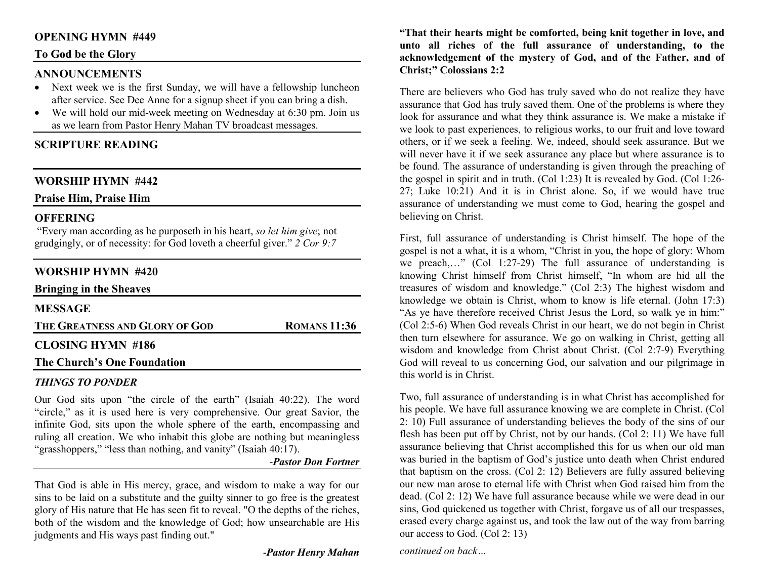## OPENING HYMN #449

**To God be the Glory**

## ANNOUNCEMENTS

- Next week we is the first Sunday, we will have a fellowship luncheon after service. See Dee Anne for a signup sheet if you can bring a dish.
- We will hold our mid-week meeting on Wednesday at 6:30 pm. Join us as we learn from Pastor Henry Mahan TV broadcast messages.

## SCRIPTURE READING

## WORSHIP HYMN #442

**Praise Him, Praise Him**

## OFFERING

"Every man according as he purposeth in his heart, *so let him give*; not grudgingly, or of necessity: for God loveth a cheerful giver." *2 Cor 9:7*

## WORSHIP HYMN #420

**Bringing in the Sheaves**

## MESSAGE

**THE GREATNESS AND GLORY OF GOD** — **ROMANS 11:36**

## CLOSING HYMN #186

**The Church's One Foundation**

### *THINGS TO PONDER*

Our God sits upon "the circle of the earth" (Isaiah 40:22). The word "circle," as it is used here is very comprehensive. Our great Savior, the infinite God, sits upon the whole sphere of the earth, encompassing and ruling all creation. We who inhabit this globe are nothing but meaningless "grasshoppers," "less than nothing, and vanity" (Isaiah 40:17).

*-Pastor Don Fortner*

That God is able in His mercy, grace, and wisdom to make a way for our sins to be laid on a substitute and the guilty sinner to go free is the greatest glory of His nature that He has seen fit to reveal. "O the depths of the riches, both of the wisdom and the knowledge of God; how unsearchable are His judgments and His ways past finding out."

*-Pastor Henry Mahan*

**"That their hearts might be comforted, being knit together in love, and unto all riches of the full assurance of understanding, to the acknowledgement of the mystery of God, and of the Father, and of Christ;" Colossians 2:2**

There are believers who God has truly saved who do not realize they have assurance that God has truly saved them. One of the problems is where they look for assurance and what they think assurance is. We make a mistake if we look to past experiences, to religious works, to our fruit and love toward others, or if we seek a feeling. We, indeed, should seek assurance. But we will never have it if we seek assurance any place but where assurance is to be found. The assurance of understanding is given through the preaching of the gospel in spirit and in truth. (Col 1:23) It is revealed by God. (Col 1:26-27; Luke 10:21) And it is in Christ alone. So, if we would have true assurance of understanding we must come to God, hearing the gospel and believing on Christ.

First, full assurance of understanding is Christ himself. The hope of the gospel is not a what, it is a whom, "Christ in you, the hope of glory: Whom we preach,…" (Col 1:27-29) The full assurance of understanding is knowing Christ himself from Christ himself, "In whom are hid all the treasures of wisdom and knowledge." (Col 2:3) The highest wisdom and knowledge we obtain is Christ, whom to know is life eternal. (John 17:3) "As ye have therefore received Christ Jesus the Lord, so walk ye in him:" (Col 2:5-6) When God reveals Christ in our heart, we do not begin in Christ then turn elsewhere for assurance. We go on walking in Christ, getting all wisdom and knowledge from Christ about Christ. (Col 2:7-9) Everything God will reveal to us concerning God, our salvation and our pilgrimage in this world is in Christ.

Two, full assurance of understanding is in what Christ has accomplished for his people. We have full assurance knowing we are complete in Christ. (Col 2: 10) Full assurance of understanding believes the body of the sins of our flesh has been put off by Christ, not by our hands. (Col 2: 11) We have full assurance believing that Christ accomplished this for us when our old man was buried in the baptism of God's justice unto death when Christ endured that baptism on the cross. (Col 2: 12) Believers are fully assured believing our new man arose to eternal life with Christ when God raised him from the dead. (Col 2: 12) We have full assurance because while we were dead in our sins, God quickened us together with Christ, forgave us of all our trespasses, erased every charge against us, and took the law out of the way from barring our access to God. (Col 2: 13)

*continued on back…*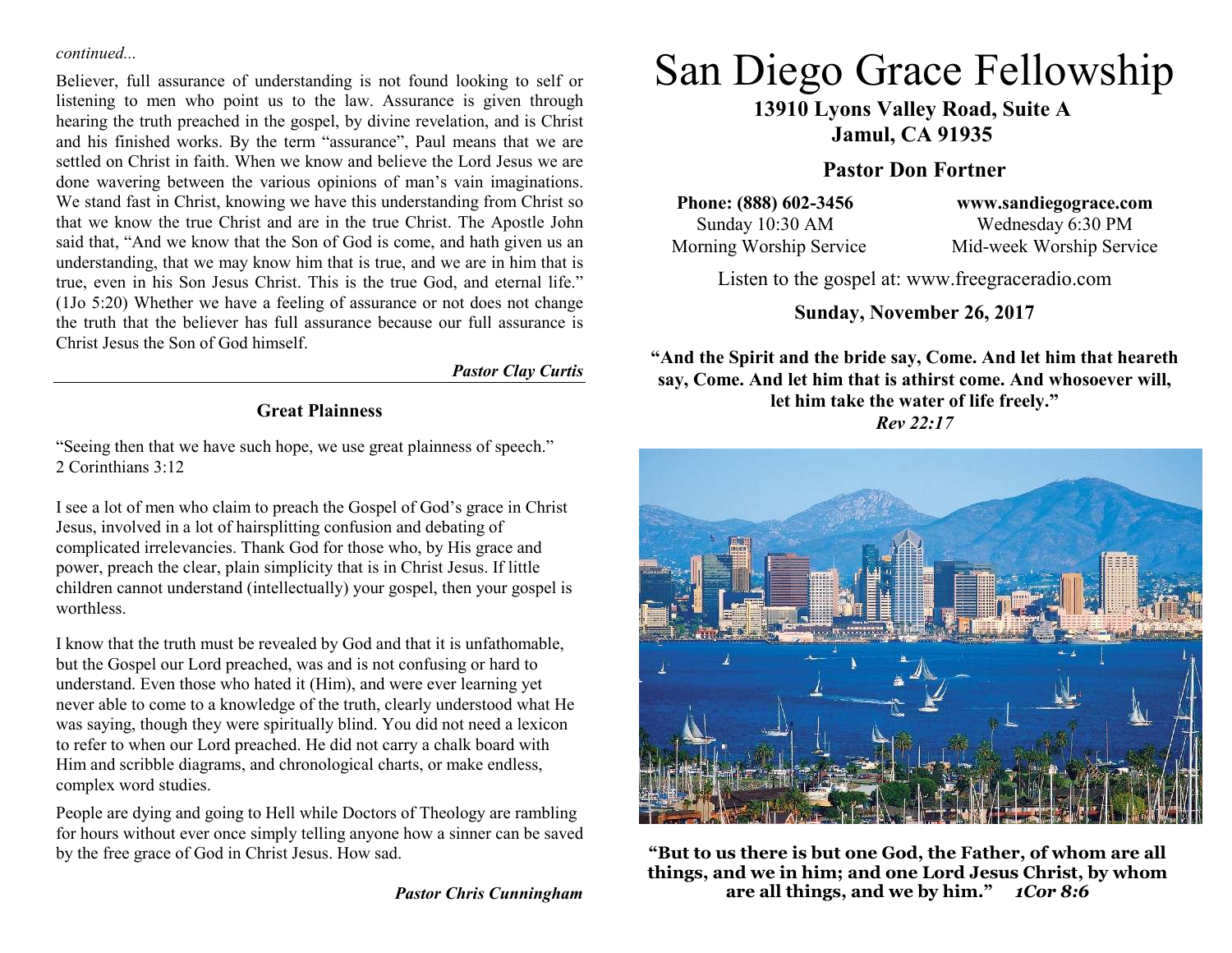*continued...*

Believer, full assurance of understanding is not found looking to self or listening to men who point us to the law. Assurance is given through hearing the truth preached in the gospel, by divine revelation, and is Christ and his finished works. By the term "assurance", Paul means that we are settled on Christ in faith. When we know and believe the Lord Jesus we are done wavering between the various opinions of man's vain imaginations. We stand fast in Christ, knowing we have this understanding from Christ so that we know the true Christ and are in the true Christ. The Apostle John said that, "And we know that the Son of God is come, and hath given us an understanding, that we may know him that is true, and we are in him that is true, even in his Son Jesus Christ. This is the true God, and eternal life." (1Jo 5:20) Whether we have a feeling of assurance or not does not change the truth that the believer has full assurance because our full assurance is Christ Jesus the Son of God himself.

***Pastor Clay Curtis***

---

## Great Plainness

"Seeing then that we have such hope, we use great plainness of speech." 2 Corinthians 3:12

I see a lot of men who claim to preach the Gospel of God's grace in Christ Jesus, involved in a lot of hairsplitting confusion and debating of complicated irrelevancies. Thank God for those who, by His grace and power, preach the clear, plain simplicity that is in Christ Jesus. If little children cannot understand (intellectually) your gospel, then your gospel is worthless.

I know that the truth must be revealed by God and that it is unfathomable, but the Gospel our Lord preached, was and is not confusing or hard to understand. Even those who hated it (Him), and were ever learning yet never able to come to a knowledge of the truth, clearly understood what He was saying, though they were spiritually blind. You did not need a lexicon to refer to when our Lord preached. He did not carry a chalk board with Him and scribble diagrams, and chronological charts, or make endless, complex word studies.

People are dying and going to Hell while Doctors of Theology are rambling for hours without ever once simply telling anyone how a sinner can be saved by the free grace of God in Christ Jesus. How sad.

***Pastor Chris Cunningham***

# San Diego Grace Fellowship

**13910 Lyons Valley Road, Suite A**
**Jamul, CA 91935**

## Pastor Don Fortner

**Phone: (888) 602-3456**
Sunday 10:30 AM
Morning Worship Service

**www.sandiegograce.com**
Wednesday 6:30 PM
Mid-week Worship Service

Listen to the gospel at: www.freegraceradio.com

**Sunday, November 26, 2017**

**"And the Spirit and the bride say, Come. And let him that heareth say, Come. And let him that is athirst come. And whosoever will, let him take the water of life freely."**
***Rev 22:17***

**"But to us there is but one God, the Father, of whom are all things, and we in him; and one Lord Jesus Christ, by whom are all things, and we by him."** ***1Cor 8:6***